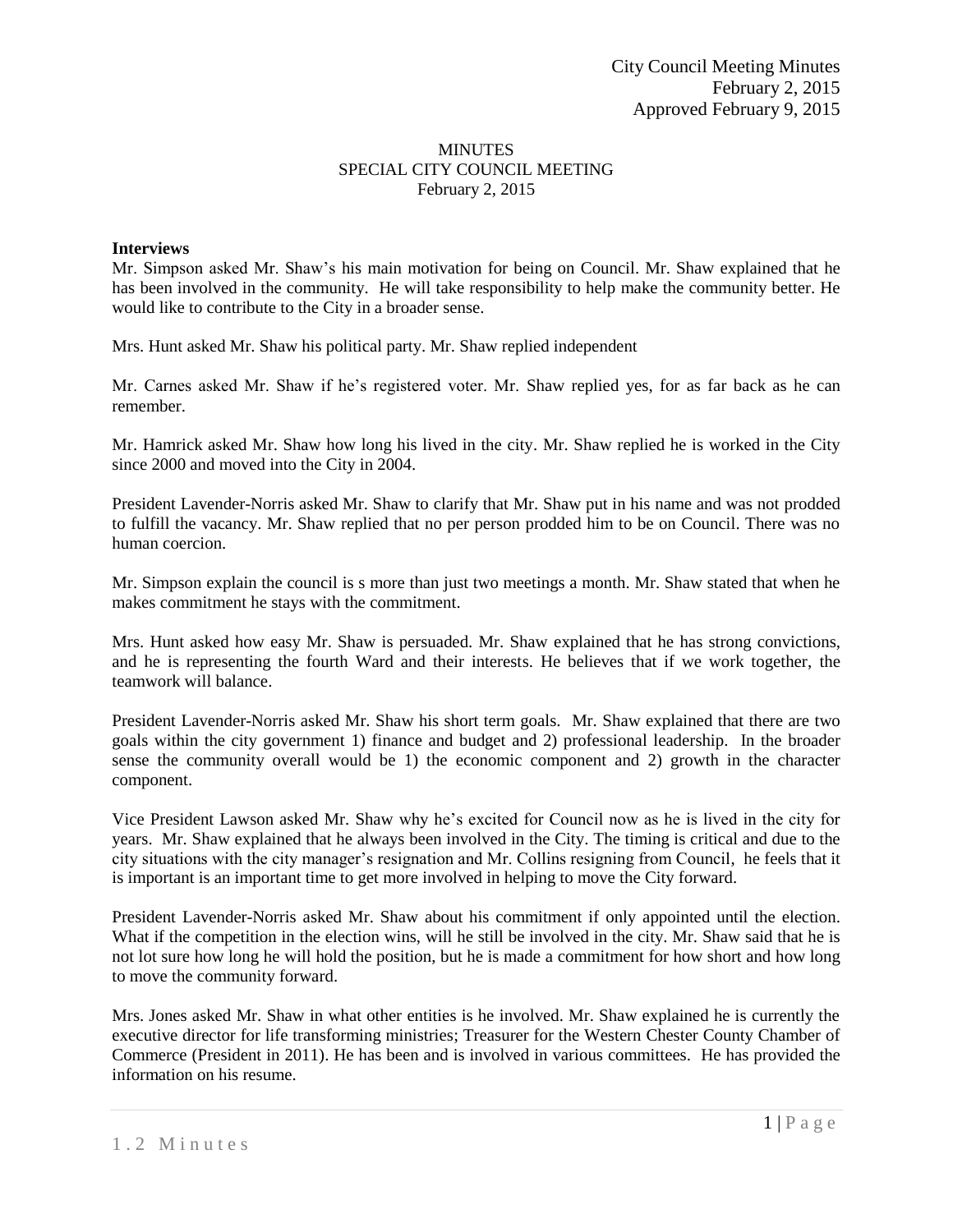City Council Meeting Minutes
February 2, 2015
Approved February 9, 2015

# MINUTES
## SPECIAL CITY COUNCIL MEETING
February 2, 2015

**Interviews**

Mr. Simpson asked Mr. Shaw's his main motivation for being on Council. Mr. Shaw explained that he has been involved in the community. He will take responsibility to help make the community better. He would like to contribute to the City in a broader sense.

Mrs. Hunt asked Mr. Shaw his political party. Mr. Shaw replied independent

Mr. Carnes asked Mr. Shaw if he's registered voter. Mr. Shaw replied yes, for as far back as he can remember.

Mr. Hamrick asked Mr. Shaw how long his lived in the city. Mr. Shaw replied he is worked in the City since 2000 and moved into the City in 2004.

President Lavender-Norris asked Mr. Shaw to clarify that Mr. Shaw put in his name and was not prodded to fulfill the vacancy. Mr. Shaw replied that no per person prodded him to be on Council. There was no human coercion.

Mr. Simpson explain the council is s more than just two meetings a month. Mr. Shaw stated that when he makes commitment he stays with the commitment.

Mrs. Hunt asked how easy Mr. Shaw is persuaded. Mr. Shaw explained that he has strong convictions, and he is representing the fourth Ward and their interests. He believes that if we work together, the teamwork will balance.

President Lavender-Norris asked Mr. Shaw his short term goals. Mr. Shaw explained that there are two goals within the city government 1) finance and budget and 2) professional leadership. In the broader sense the community overall would be 1) the economic component and 2) growth in the character component.

Vice President Lawson asked Mr. Shaw why he's excited for Council now as he is lived in the city for years. Mr. Shaw explained that he always been involved in the City. The timing is critical and due to the city situations with the city manager's resignation and Mr. Collins resigning from Council, he feels that it is important is an important time to get more involved in helping to move the City forward.

President Lavender-Norris asked Mr. Shaw about his commitment if only appointed until the election. What if the competition in the election wins, will he still be involved in the city. Mr. Shaw said that he is not lot sure how long he will hold the position, but he is made a commitment for how short and how long to move the community forward.

Mrs. Jones asked Mr. Shaw in what other entities is he involved. Mr. Shaw explained he is currently the executive director for life transforming ministries; Treasurer for the Western Chester County Chamber of Commerce (President in 2011). He has been and is involved in various committees. He has provided the information on his resume.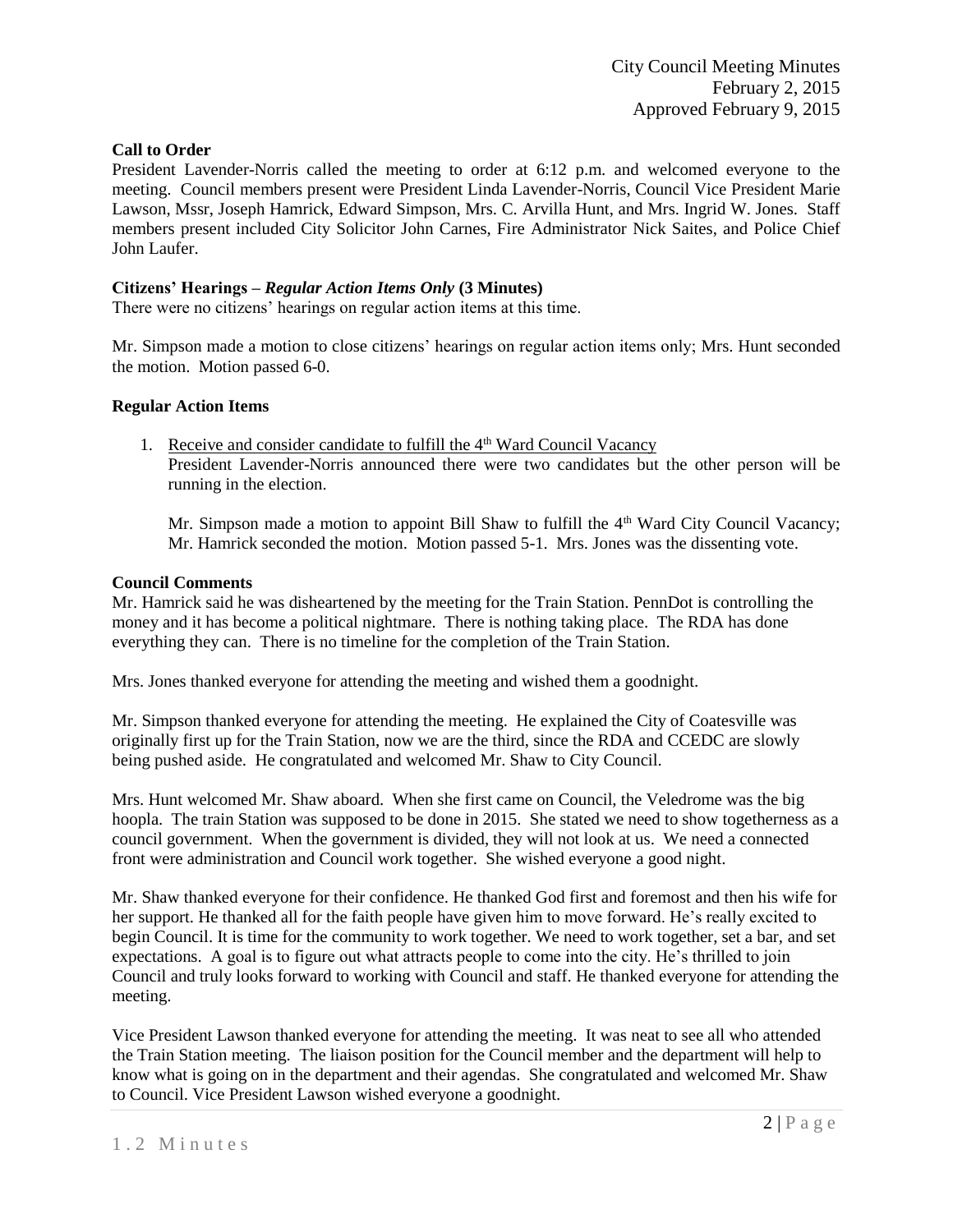City Council Meeting Minutes
February 2, 2015
Approved February 9, 2015

**Call to Order**

President Lavender-Norris called the meeting to order at 6:12 p.m. and welcomed everyone to the meeting. Council members present were President Linda Lavender-Norris, Council Vice President Marie Lawson, Mssr, Joseph Hamrick, Edward Simpson, Mrs. C. Arvilla Hunt, and Mrs. Ingrid W. Jones. Staff members present included City Solicitor John Carnes, Fire Administrator Nick Saites, and Police Chief John Laufer.

**Citizens' Hearings –** ***Regular Action Items Only*** **(3 Minutes)**

There were no citizens' hearings on regular action items at this time.

Mr. Simpson made a motion to close citizens' hearings on regular action items only; Mrs. Hunt seconded the motion. Motion passed 6-0.

**Regular Action Items**

1. Receive and consider candidate to fulfill the 4th Ward Council Vacancy
   President Lavender-Norris announced there were two candidates but the other person will be running in the election.

   Mr. Simpson made a motion to appoint Bill Shaw to fulfill the 4th Ward City Council Vacancy; Mr. Hamrick seconded the motion. Motion passed 5-1. Mrs. Jones was the dissenting vote.

**Council Comments**

Mr. Hamrick said he was disheartened by the meeting for the Train Station. PennDot is controlling the money and it has become a political nightmare. There is nothing taking place. The RDA has done everything they can. There is no timeline for the completion of the Train Station.

Mrs. Jones thanked everyone for attending the meeting and wished them a goodnight.

Mr. Simpson thanked everyone for attending the meeting. He explained the City of Coatesville was originally first up for the Train Station, now we are the third, since the RDA and CCEDC are slowly being pushed aside. He congratulated and welcomed Mr. Shaw to City Council.

Mrs. Hunt welcomed Mr. Shaw aboard. When she first came on Council, the Veledrome was the big hoopla. The train Station was supposed to be done in 2015. She stated we need to show togetherness as a council government. When the government is divided, they will not look at us. We need a connected front were administration and Council work together. She wished everyone a good night.

Mr. Shaw thanked everyone for their confidence. He thanked God first and foremost and then his wife for her support. He thanked all for the faith people have given him to move forward. He's really excited to begin Council. It is time for the community to work together. We need to work together, set a bar, and set expectations. A goal is to figure out what attracts people to come into the city. He's thrilled to join Council and truly looks forward to working with Council and staff. He thanked everyone for attending the meeting.

Vice President Lawson thanked everyone for attending the meeting. It was neat to see all who attended the Train Station meeting. The liaison position for the Council member and the department will help to know what is going on in the department and their agendas. She congratulated and welcomed Mr. Shaw to Council. Vice President Lawson wished everyone a goodnight.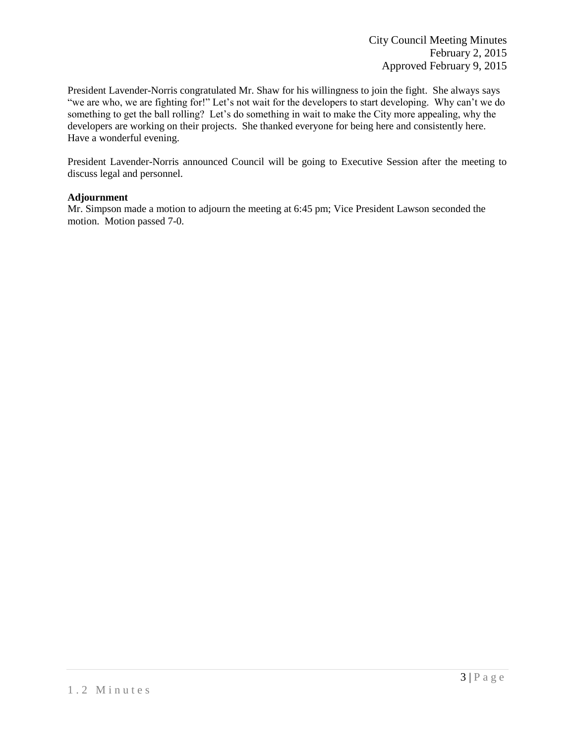President Lavender-Norris congratulated Mr. Shaw for his willingness to join the fight. She always says "we are who, we are fighting for!" Let's not wait for the developers to start developing. Why can't we do something to get the ball rolling? Let's do something in wait to make the City more appealing, why the developers are working on their projects. She thanked everyone for being here and consistently here. Have a wonderful evening.

President Lavender-Norris announced Council will be going to Executive Session after the meeting to discuss legal and personnel.

**Adjournment**
Mr. Simpson made a motion to adjourn the meeting at 6:45 pm; Vice President Lawson seconded the motion. Motion passed 7-0.